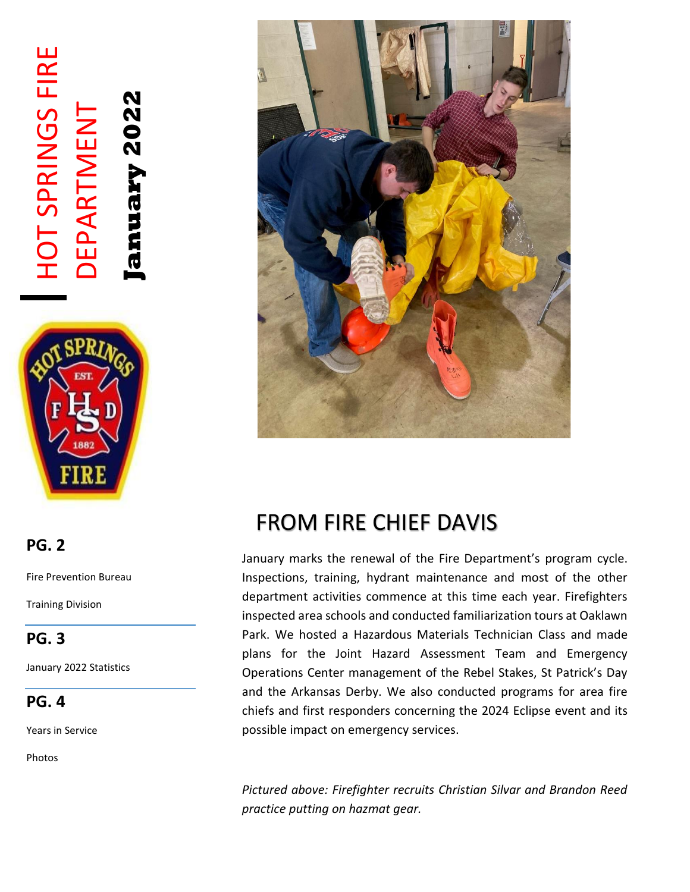# HOT SPRINGS FIRE DEPARTMENT

**January 2022**

**PG. 2**

Fire Prevention Bureau

Training Division

**PG. 3**

January 2022 Statistics

**PG. 4**

Years in Service

Photos

## FROM FIRE CHIEF DAVIS

January marks the renewal of the Fire Department's program cycle. Inspections, training, hydrant maintenance and most of the other department activities commence at this time each year. Firefighters inspected area schools and conducted familiarization tours at Oaklawn Park. We hosted a Hazardous Materials Technician Class and made plans for the Joint Hazard Assessment Team and Emergency Operations Center management of the Rebel Stakes, St Patrick's Day and the Arkansas Derby. We also conducted programs for area fire chiefs and first responders concerning the 2024 Eclipse event and its possible impact on emergency services.

*Pictured above: Firefighter recruits Christian Silvar and Brandon Reed practice putting on hazmat gear.*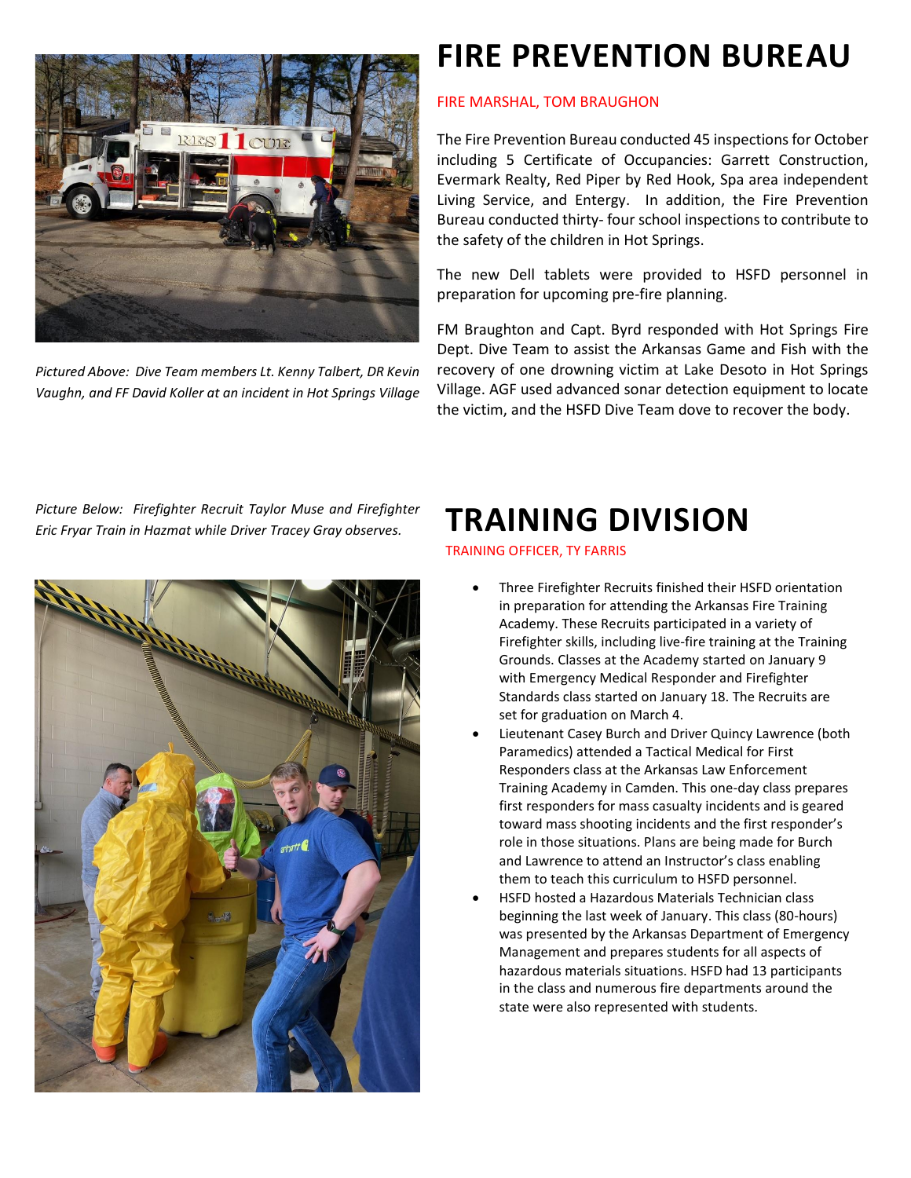*Pictured Above: Dive Team members Lt. Kenny Talbert, DR Kevin Vaughn, and FF David Koller at an incident in Hot Springs Village*

# FIRE PREVENTION BUREAU

FIRE MARSHAL, TOM BRAUGHON

The Fire Prevention Bureau conducted 45 inspections for October including 5 Certificate of Occupancies: Garrett Construction, Evermark Realty, Red Piper by Red Hook, Spa area independent Living Service, and Entergy. In addition, the Fire Prevention Bureau conducted thirty- four school inspections to contribute to the safety of the children in Hot Springs.

The new Dell tablets were provided to HSFD personnel in preparation for upcoming pre-fire planning.

FM Braughton and Capt. Byrd responded with Hot Springs Fire Dept. Dive Team to assist the Arkansas Game and Fish with the recovery of one drowning victim at Lake Desoto in Hot Springs Village. AGF used advanced sonar detection equipment to locate the victim, and the HSFD Dive Team dove to recover the body.

*Picture Below: Firefighter Recruit Taylor Muse and Firefighter Eric Fryar Train in Hazmat while Driver Tracey Gray observes.*

# TRAINING DIVISION

TRAINING OFFICER, TY FARRIS

- Three Firefighter Recruits finished their HSFD orientation in preparation for attending the Arkansas Fire Training Academy. These Recruits participated in a variety of Firefighter skills, including live-fire training at the Training Grounds. Classes at the Academy started on January 9 with Emergency Medical Responder and Firefighter Standards class started on January 18. The Recruits are set for graduation on March 4.
- Lieutenant Casey Burch and Driver Quincy Lawrence (both Paramedics) attended a Tactical Medical for First Responders class at the Arkansas Law Enforcement Training Academy in Camden. This one-day class prepares first responders for mass casualty incidents and is geared toward mass shooting incidents and the first responder's role in those situations. Plans are being made for Burch and Lawrence to attend an Instructor's class enabling them to teach this curriculum to HSFD personnel.
- HSFD hosted a Hazardous Materials Technician class beginning the last week of January. This class (80-hours) was presented by the Arkansas Department of Emergency Management and prepares students for all aspects of hazardous materials situations. HSFD had 13 participants in the class and numerous fire departments around the state were also represented with students.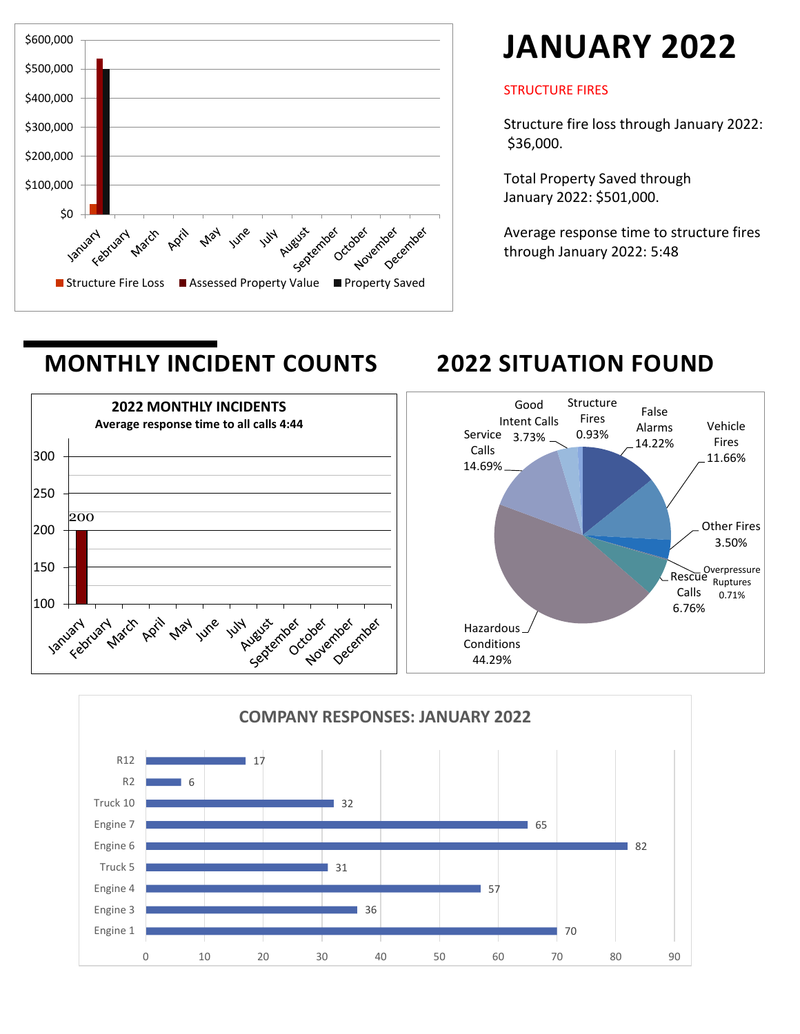## JANUARY 2022

STRUCTURE FIRES

Structure fire loss through January 2022: $36,000.

Total Property Saved through January 2022: $501,000.

Average response time to structure fires through January 2022: 5:48

| Month | Structure Fire Loss | Assessed Property Value | Property Saved |
|---|---|---|---|
| January | $36,000 | ~$537,000 | $501,000 |

## MONTHLY INCIDENT COUNTS

**2022 MONTHLY INCIDENTS**
**Average response time to all calls 4:44**

| Month | Incidents |
|---|---|
| January | 200 |

## 2022 SITUATION FOUND

| Situation | Percent |
|---|---|
| Structure Fires | 0.93% |
| False Alarms | 14.22% |
| Vehicle Fires | 11.66% |
| Other Fires | 3.50% |
| Overpressure Ruptures | 0.71% |
| Rescue Calls | 6.76% |
| Hazardous Conditions | 44.29% |
| Service Calls | 14.69% |
| Good Intent Calls | 3.73% |

**COMPANY RESPONSES: JANUARY 2022**

| Company | Responses |
|---|---|
| R12 | 17 |
| R2 | 6 |
| Truck 10 | 32 |
| Engine 7 | 65 |
| Engine 6 | 82 |
| Truck 5 | 31 |
| Engine 4 | 57 |
| Engine 3 | 36 |
| Engine 1 | 70 |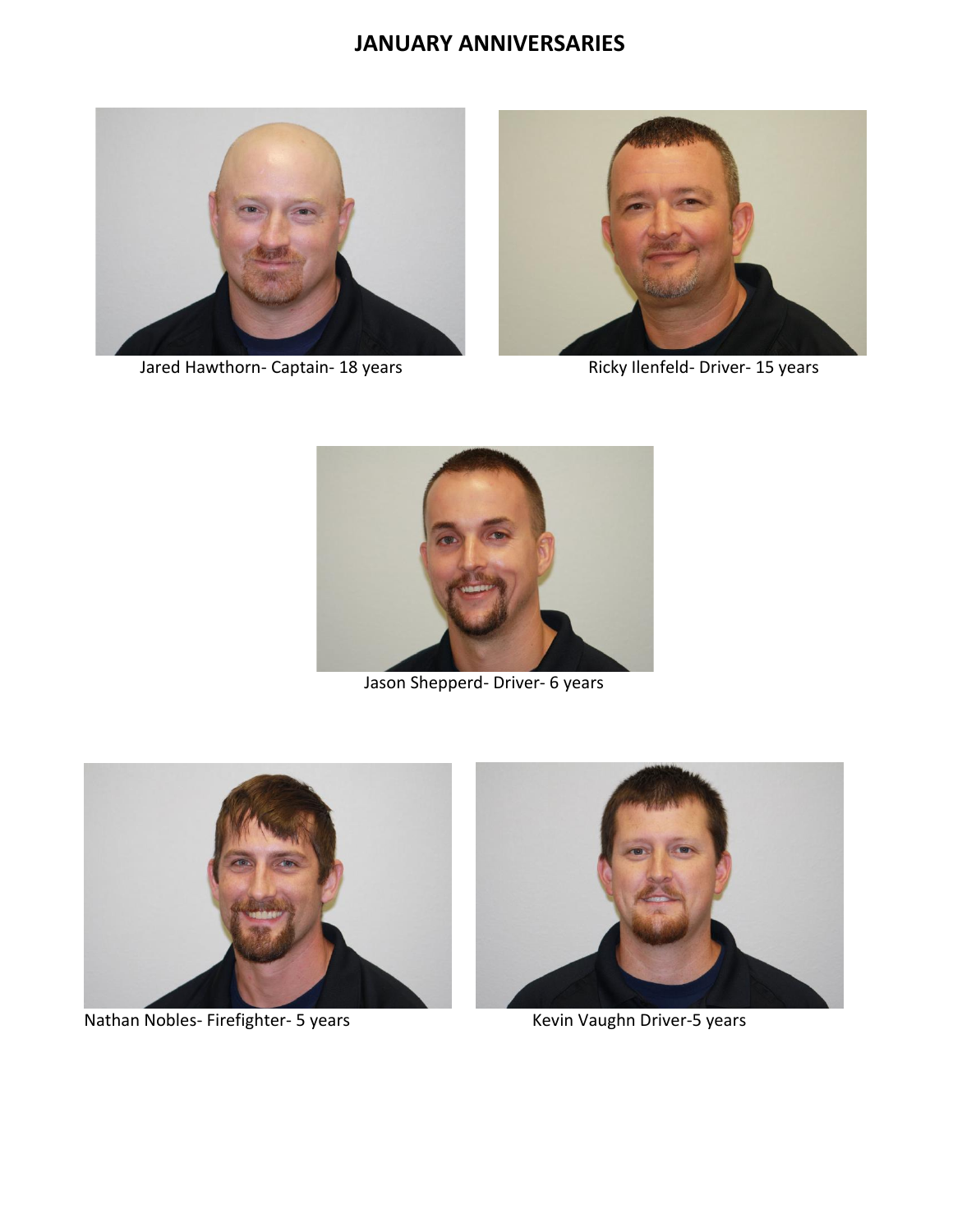# JANUARY ANNIVERSARIES

Jared Hawthorn- Captain- 18 years

Ricky Ilenfeld- Driver- 15 years

Jason Shepperd- Driver- 6 years

Nathan Nobles- Firefighter- 5 years

Kevin Vaughn Driver-5 years